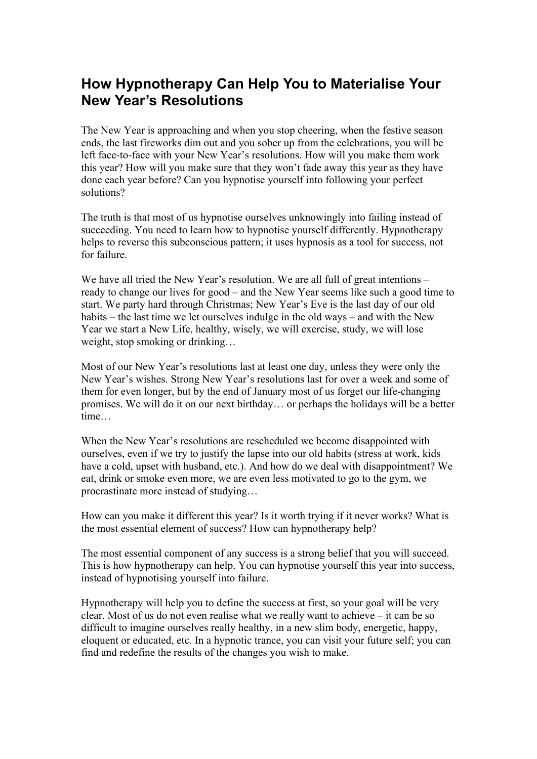# How Hypnotherapy Can Help You to Materialise Your New Year's Resolutions

The New Year is approaching and when you stop cheering, when the festive season ends, the last fireworks dim out and you sober up from the celebrations, you will be left face-to-face with your New Year's resolutions. How will you make them work this year? How will you make sure that they won't fade away this year as they have done each year before? Can you hypnotise yourself into following your perfect solutions?

The truth is that most of us hypnotise ourselves unknowingly into failing instead of succeeding. You need to learn how to hypnotise yourself differently. Hypnotherapy helps to reverse this subconscious pattern; it uses hypnosis as a tool for success, not for failure.

We have all tried the New Year's resolution. We are all full of great intentions – ready to change our lives for good – and the New Year seems like such a good time to start. We party hard through Christmas; New Year's Eve is the last day of our old habits – the last time we let ourselves indulge in the old ways – and with the New Year we start a New Life, healthy, wisely, we will exercise, study, we will lose weight, stop smoking or drinking…

Most of our New Year's resolutions last at least one day, unless they were only the New Year's wishes. Strong New Year's resolutions last for over a week and some of them for even longer, but by the end of January most of us forget our life-changing promises. We will do it on our next birthday… or perhaps the holidays will be a better time…

When the New Year's resolutions are rescheduled we become disappointed with ourselves, even if we try to justify the lapse into our old habits (stress at work, kids have a cold, upset with husband, etc.). And how do we deal with disappointment? We eat, drink or smoke even more, we are even less motivated to go to the gym, we procrastinate more instead of studying…

How can you make it different this year? Is it worth trying if it never works? What is the most essential element of success? How can hypnotherapy help?

The most essential component of any success is a strong belief that you will succeed. This is how hypnotherapy can help. You can hypnotise yourself this year into success, instead of hypnotising yourself into failure.

Hypnotherapy will help you to define the success at first, so your goal will be very clear. Most of us do not even realise what we really want to achieve – it can be so difficult to imagine ourselves really healthy, in a new slim body, energetic, happy, eloquent or educated, etc. In a hypnotic trance, you can visit your future self; you can find and redefine the results of the changes you wish to make.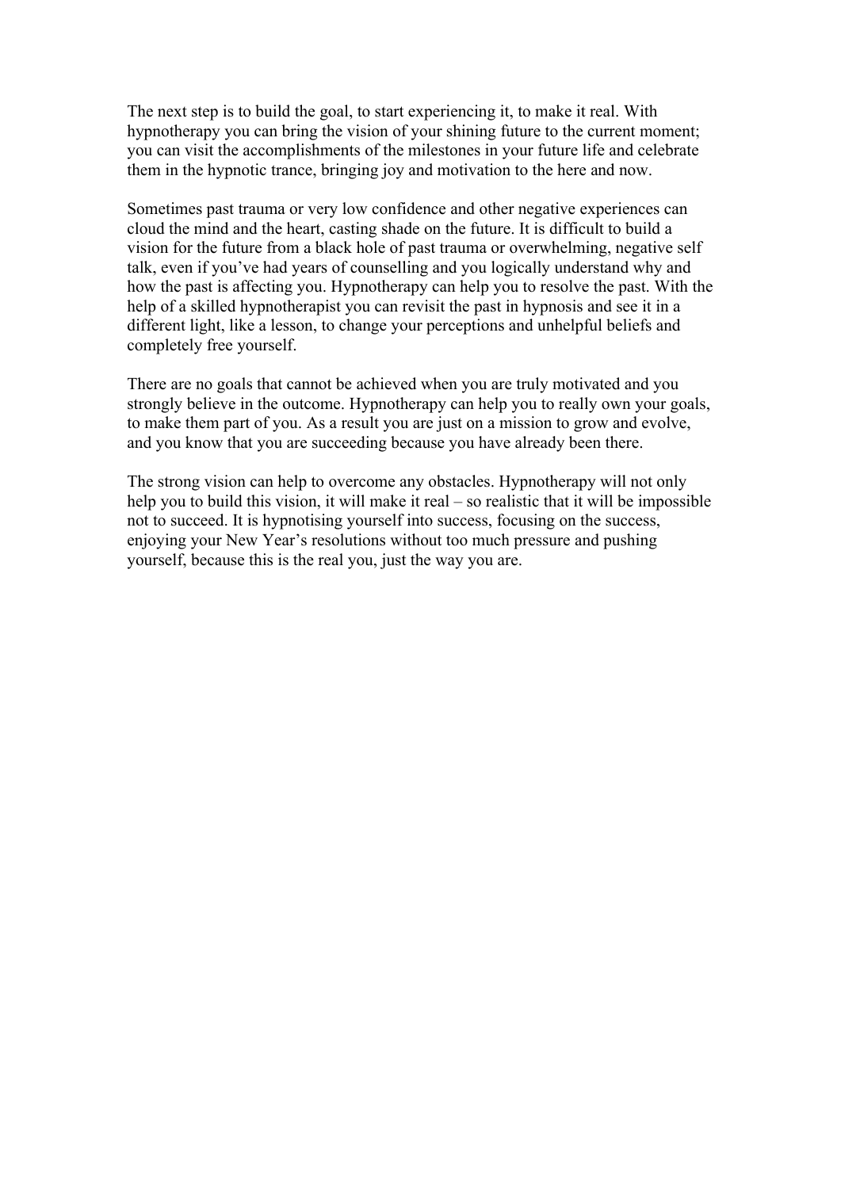The next step is to build the goal, to start experiencing it, to make it real. With hypnotherapy you can bring the vision of your shining future to the current moment; you can visit the accomplishments of the milestones in your future life and celebrate them in the hypnotic trance, bringing joy and motivation to the here and now.

Sometimes past trauma or very low confidence and other negative experiences can cloud the mind and the heart, casting shade on the future. It is difficult to build a vision for the future from a black hole of past trauma or overwhelming, negative self talk, even if you've had years of counselling and you logically understand why and how the past is affecting you. Hypnotherapy can help you to resolve the past. With the help of a skilled hypnotherapist you can revisit the past in hypnosis and see it in a different light, like a lesson, to change your perceptions and unhelpful beliefs and completely free yourself.

There are no goals that cannot be achieved when you are truly motivated and you strongly believe in the outcome. Hypnotherapy can help you to really own your goals, to make them part of you. As a result you are just on a mission to grow and evolve, and you know that you are succeeding because you have already been there.

The strong vision can help to overcome any obstacles. Hypnotherapy will not only help you to build this vision, it will make it real – so realistic that it will be impossible not to succeed. It is hypnotising yourself into success, focusing on the success, enjoying your New Year's resolutions without too much pressure and pushing yourself, because this is the real you, just the way you are.